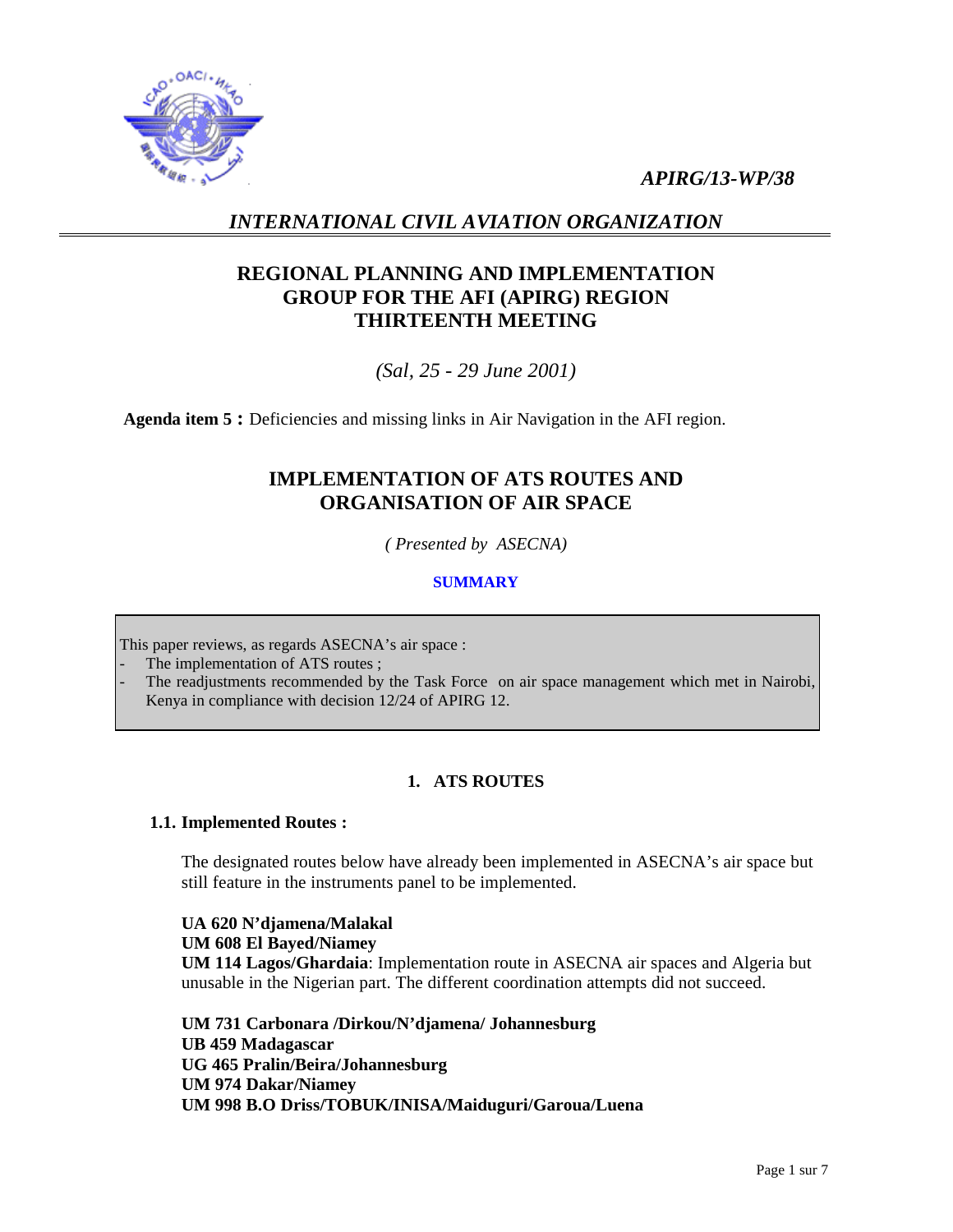*APIRG/13-WP/38*

*INTERNATIONAL CIVIL AVIATION ORGANIZATION*

# REGIONAL PLANNING AND IMPLEMENTATION GROUP FOR THE AFI (APIRG) REGION THIRTEENTH MEETING

*(Sal, 25 - 29 June 2001)*

**Agenda item 5 :** Deficiencies and missing links in Air Navigation in the AFI region.

## IMPLEMENTATION OF ATS ROUTES AND ORGANISATION OF AIR SPACE

*( Presented by ASECNA)*

**SUMMARY**

This paper reviews, as regards ASECNA's air space :

- The implementation of ATS routes ;
- The readjustments recommended by the Task Force on air space management which met in Nairobi, Kenya in compliance with decision 12/24 of APIRG 12.

### 1. ATS ROUTES

#### 1.1. Implemented Routes :

The designated routes below have already been implemented in ASECNA's air space but still feature in the instruments panel to be implemented.

**UA 620 N'djamena/Malakal**
**UM 608 El Bayed/Niamey**
**UM 114 Lagos/Ghardaia**: Implementation route in ASECNA air spaces and Algeria but unusable in the Nigerian part. The different coordination attempts did not succeed.

**UM 731 Carbonara /Dirkou/N'djamena/ Johannesburg**
**UB 459 Madagascar**
**UG 465 Pralin/Beira/Johannesburg**
**UM 974 Dakar/Niamey**
**UM 998 B.O Driss/TOBUK/INISA/Maiduguri/Garoua/Luena**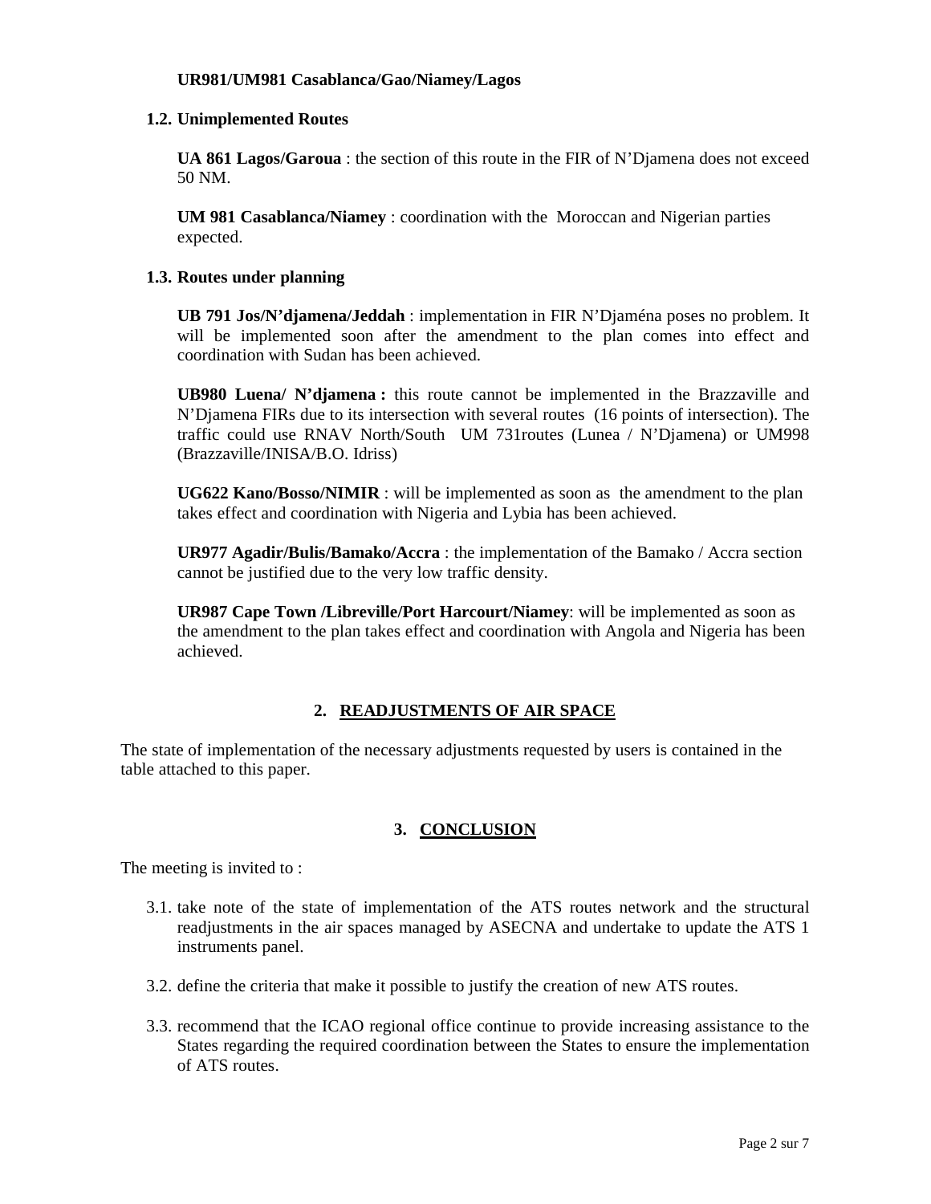**UR981/UM981 Casablanca/Gao/Niamey/Lagos**

### 1.2. Unimplemented Routes

**UA 861 Lagos/Garoua** : the section of this route in the FIR of N'Djamena does not exceed 50 NM.

**UM 981 Casablanca/Niamey** : coordination with the Moroccan and Nigerian parties expected.

### 1.3. Routes under planning

**UB 791 Jos/N'djamena/Jeddah** : implementation in FIR N'Djaména poses no problem. It will be implemented soon after the amendment to the plan comes into effect and coordination with Sudan has been achieved.

**UB980 Luena/ N'djamena :** this route cannot be implemented in the Brazzaville and N'Djamena FIRs due to its intersection with several routes (16 points of intersection). The traffic could use RNAV North/South UM 731routes (Lunea / N'Djamena) or UM998 (Brazzaville/INISA/B.O. Idriss)

**UG622 Kano/Bosso/NIMIR** : will be implemented as soon as the amendment to the plan takes effect and coordination with Nigeria and Lybia has been achieved.

**UR977 Agadir/Bulis/Bamako/Accra** : the implementation of the Bamako / Accra section cannot be justified due to the very low traffic density.

**UR987 Cape Town /Libreville/Port Harcourt/Niamey**: will be implemented as soon as the amendment to the plan takes effect and coordination with Angola and Nigeria has been achieved.

## 2. READJUSTMENTS OF AIR SPACE

The state of implementation of the necessary adjustments requested by users is contained in the table attached to this paper.

## 3. CONCLUSION

The meeting is invited to :

3.1. take note of the state of implementation of the ATS routes network and the structural readjustments in the air spaces managed by ASECNA and undertake to update the ATS 1 instruments panel.

3.2. define the criteria that make it possible to justify the creation of new ATS routes.

3.3. recommend that the ICAO regional office continue to provide increasing assistance to the States regarding the required coordination between the States to ensure the implementation of ATS routes.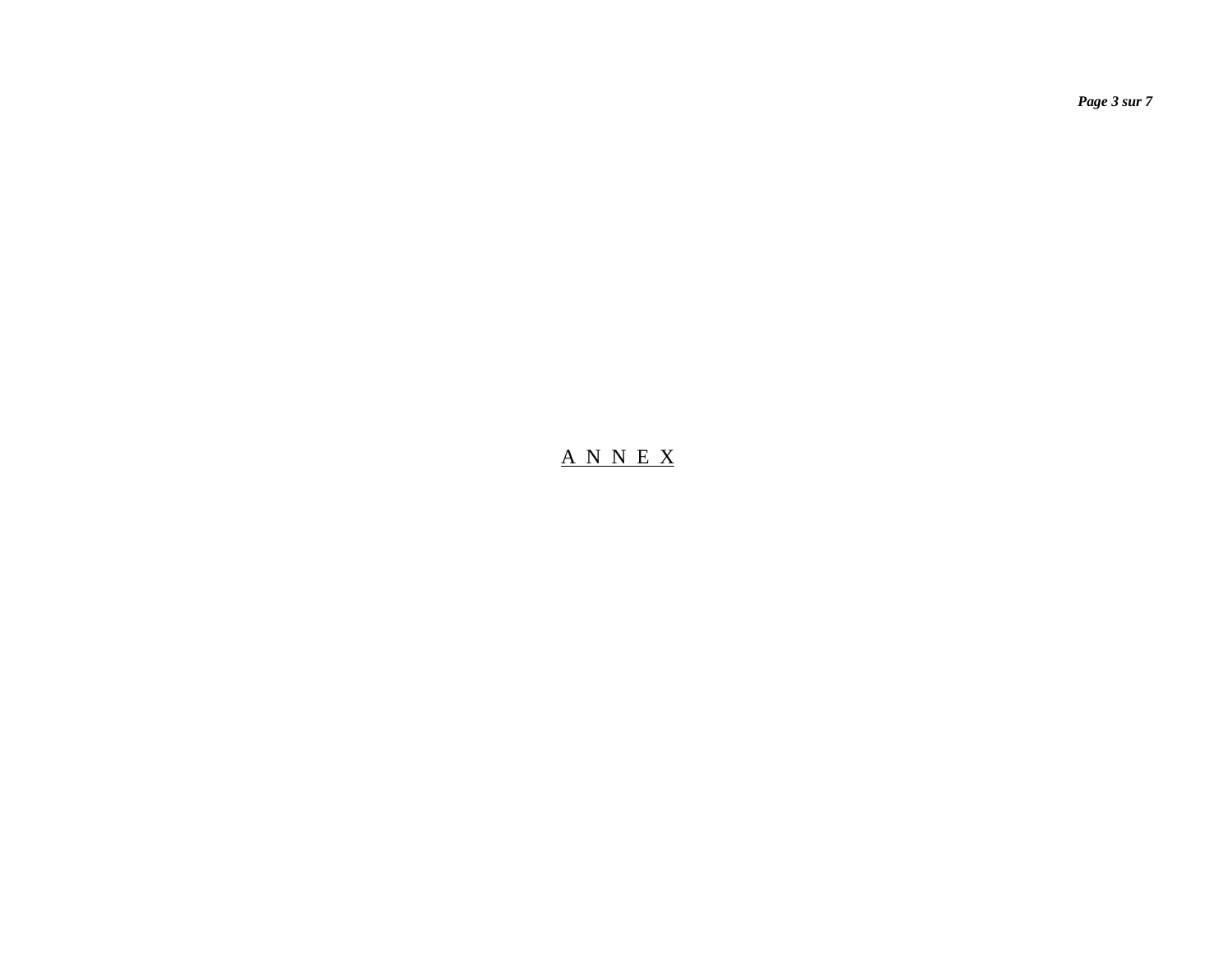<u>A N N E X</u>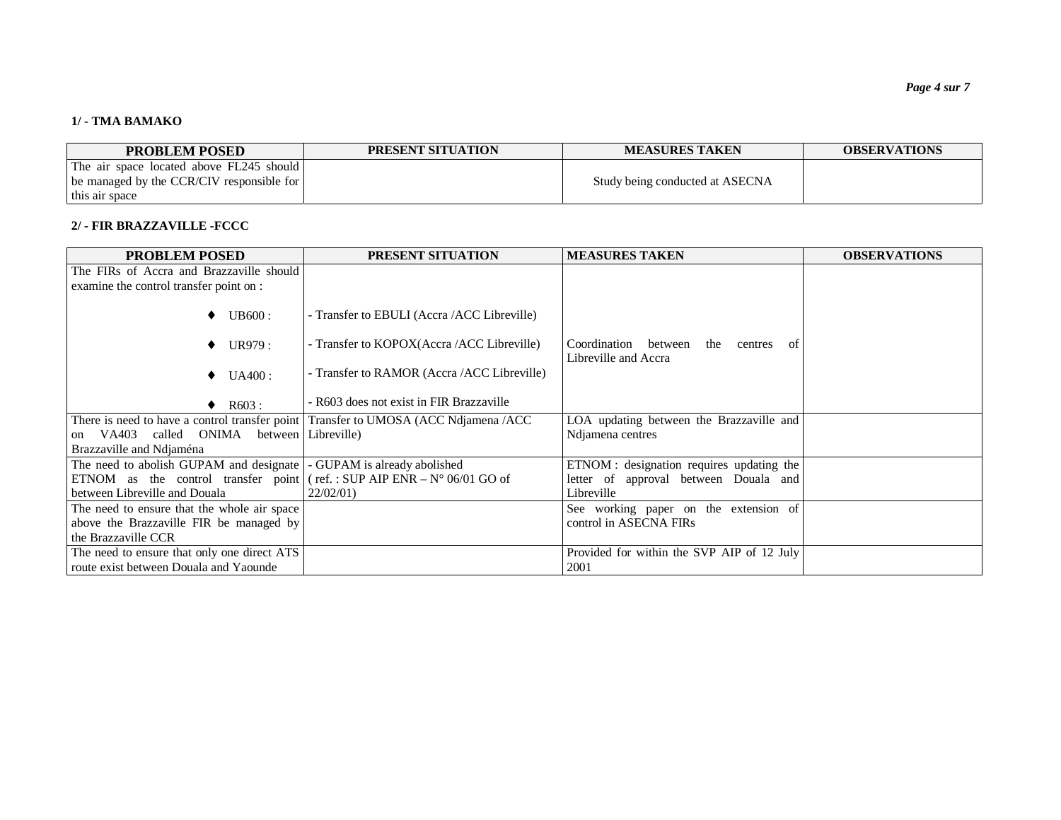**1/ - TMA BAMAKO**

| PROBLEM POSED | PRESENT SITUATION | MEASURES TAKEN | OBSERVATIONS |
|---|---|---|---|
| The air space located above FL245 should be managed by the CCR/CIV responsible for this air space | | Study being conducted at ASECNA | |

**2/ - FIR BRAZZAVILLE -FCCC**

| PROBLEM POSED | PRESENT SITUATION | MEASURES TAKEN | OBSERVATIONS |
|---|---|---|---|
| The FIRs of Accra and Brazzaville should examine the control transfer point on :<br>♦ UB600 :<br>♦ UR979 :<br>♦ UA400 :<br>♦ R603 : | <br>- Transfer to EBULI (Accra /ACC Libreville)<br>- Transfer to KOPOX(Accra /ACC Libreville)<br>- Transfer to RAMOR (Accra /ACC Libreville)<br>- R603 does not exist in FIR Brazzaville | Coordination between the centres of Libreville and Accra | |
| There is need to have a control transfer point on VA403 called ONIMA between Brazzaville and Ndjaména | Transfer to UMOSA (ACC Ndjamena /ACC Libreville) | LOA updating between the Brazzaville and Ndjamena centres | |
| The need to abolish GUPAM and designate ETNOM as the control transfer point between Libreville and Douala | - GUPAM is already abolished<br>( ref. : SUP AIP ENR – N° 06/01 GO of 22/02/01) | ETNOM : designation requires updating the letter of approval between Douala and Libreville | |
| The need to ensure that the whole air space above the Brazzaville FIR be managed by the Brazzaville CCR | | See working paper on the extension of control in ASECNA FIRs | |
| The need to ensure that only one direct ATS route exist between Douala and Yaounde | | Provided for within the SVP AIP of 12 July 2001 | |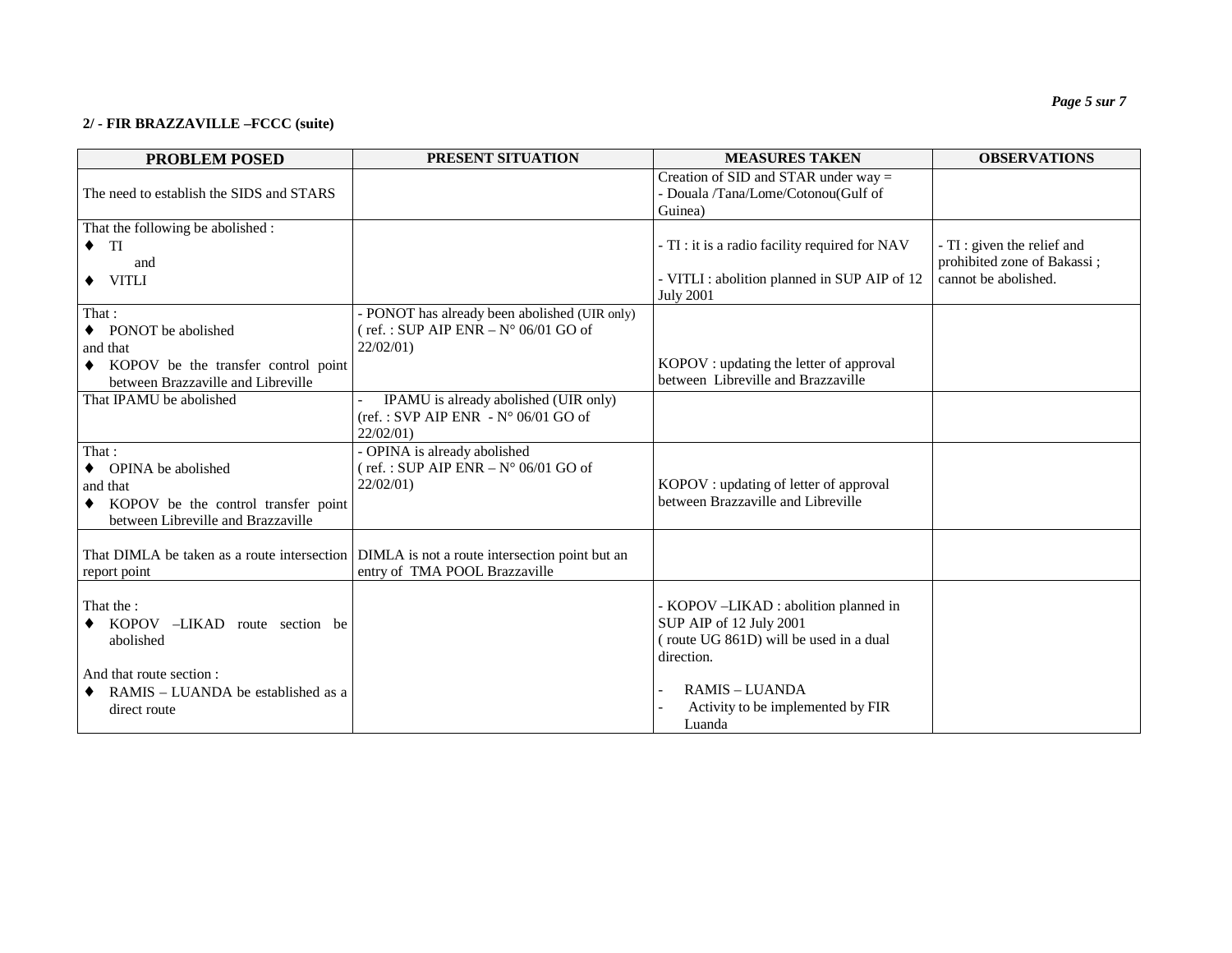**2/ - FIR BRAZZAVILLE –FCCC (suite)**

| PROBLEM POSED | PRESENT SITUATION | MEASURES TAKEN | OBSERVATIONS |
|---|---|---|---|
| The need to establish the SIDS and STARS | | Creation of SID and STAR under way =<br>- Douala /Tana/Lome/Cotonou(Gulf of Guinea) | |
| That the following be abolished :<br>♦ TI<br>and<br>♦ VITLI | | - TI : it is a radio facility required for NAV<br><br>- VITLI : abolition planned in SUP AIP of 12 July 2001 | - TI : given the relief and prohibited zone of Bakassi ; cannot be abolished. |
| That :<br>♦ PONOT be abolished<br>and that<br>♦ KOPOV be the transfer control point between Brazzaville and Libreville | - PONOT has already been abolished (UIR only)<br>( ref. : SUP AIP ENR – N° 06/01 GO of 22/02/01) | KOPOV : updating the letter of approval between Libreville and Brazzaville | |
| That IPAMU be abolished | - IPAMU is already abolished (UIR only)<br>(ref. : SVP AIP ENR - N° 06/01 GO of 22/02/01) | | |
| That :<br>♦ OPINA be abolished<br>and that<br>♦ KOPOV be the control transfer point between Libreville and Brazzaville | - OPINA is already abolished<br>( ref. : SUP AIP ENR – N° 06/01 GO of 22/02/01) | KOPOV : updating of letter of approval between Brazzaville and Libreville | |
| That DIMLA be taken as a route intersection report point | DIMLA is not a route intersection point but an entry of TMA POOL Brazzaville | | |
| That the :<br>♦ KOPOV –LIKAD route section be abolished<br><br>And that route section :<br>♦ RAMIS – LUANDA be established as a direct route | | - KOPOV –LIKAD : abolition planned in SUP AIP of 12 July 2001<br>( route UG 861D) will be used in a dual direction.<br><br>- RAMIS – LUANDA<br>- Activity to be implemented by FIR Luanda | |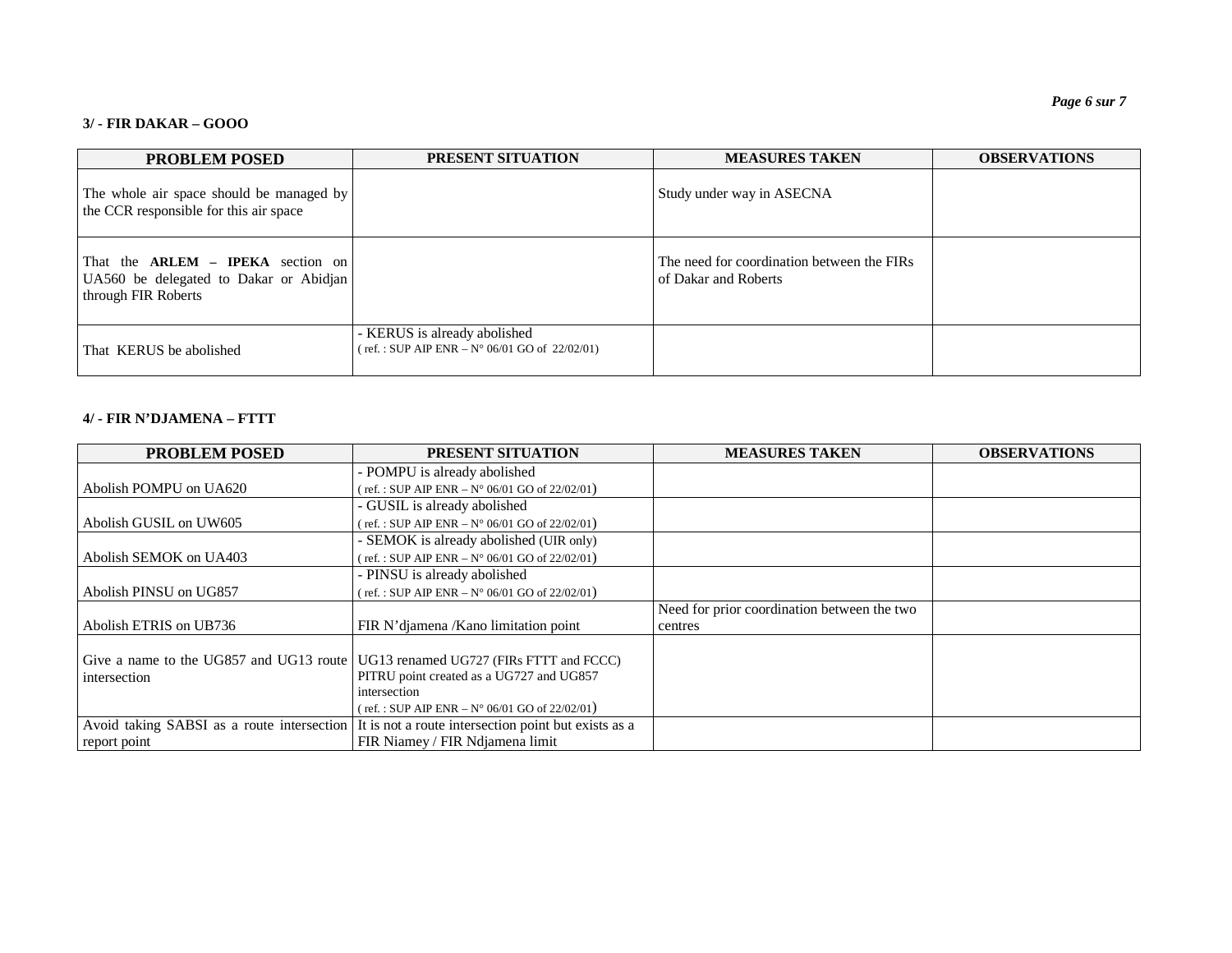**3/ - FIR DAKAR – GOOO**

| PROBLEM POSED | PRESENT SITUATION | MEASURES TAKEN | OBSERVATIONS |
|---|---|---|---|
| The whole air space should be managed by the CCR responsible for this air space | | Study under way in ASECNA | |
| That the **ARLEM – IPEKA** section on UA560 be delegated to Dakar or Abidjan through FIR Roberts | | The need for coordination between the FIRs of Dakar and Roberts | |
| That KERUS be abolished | - KERUS is already abolished ( ref. : SUP AIP ENR – N° 06/01 GO of 22/02/01) | | |

**4/ - FIR N'DJAMENA – FTTT**

| PROBLEM POSED | PRESENT SITUATION | MEASURES TAKEN | OBSERVATIONS |
|---|---|---|---|
| Abolish POMPU on UA620 | - POMPU is already abolished ( ref. : SUP AIP ENR – N° 06/01 GO of 22/02/01) | | |
| Abolish GUSIL on UW605 | - GUSIL is already abolished ( ref. : SUP AIP ENR – N° 06/01 GO of 22/02/01) | | |
| Abolish SEMOK on UA403 | - SEMOK is already abolished (UIR only) ( ref. : SUP AIP ENR – N° 06/01 GO of 22/02/01) | | |
| Abolish PINSU on UG857 | - PINSU is already abolished ( ref. : SUP AIP ENR – N° 06/01 GO of 22/02/01) | | |
| Abolish ETRIS on UB736 | FIR N'djamena /Kano limitation point | Need for prior coordination between the two centres | |
| Give a name to the UG857 and UG13 route intersection | UG13 renamed UG727 (FIRs FTTT and FCCC) PITRU point created as a UG727 and UG857 intersection ( ref. : SUP AIP ENR – N° 06/01 GO of 22/02/01) | | |
| Avoid taking SABSI as a route intersection report point | It is not a route intersection point but exists as a FIR Niamey / FIR Ndjamena limit | | |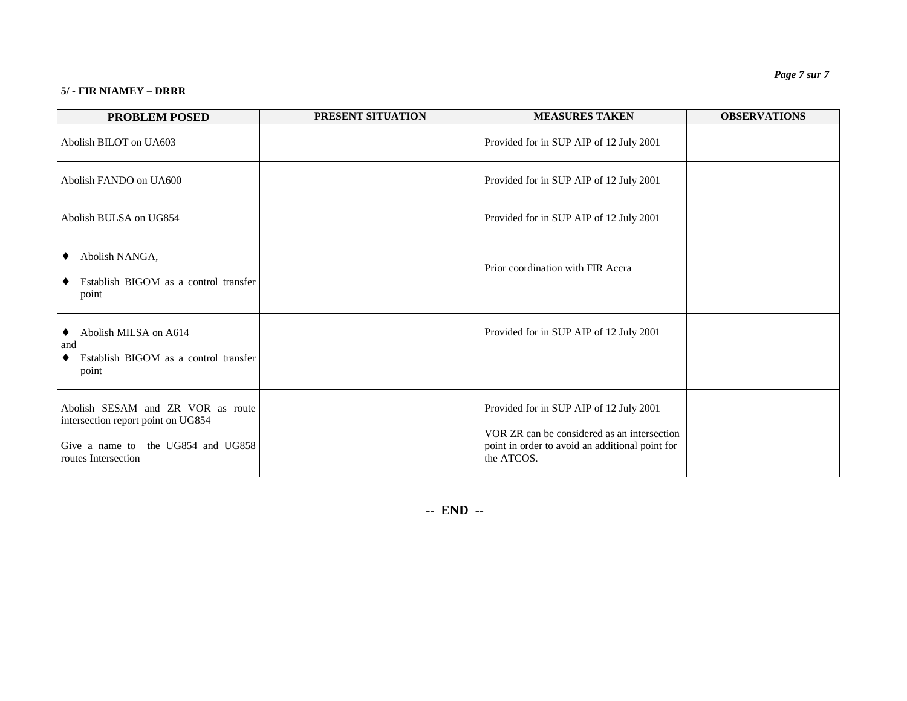**5/ - FIR NIAMEY – DRRR**

| PROBLEM POSED | PRESENT SITUATION | MEASURES TAKEN | OBSERVATIONS |
|---|---|---|---|
| Abolish BILOT on UA603 | | Provided for in SUP AIP of 12 July 2001 | |
| Abolish FANDO on UA600 | | Provided for in SUP AIP of 12 July 2001 | |
| Abolish BULSA on UG854 | | Provided for in SUP AIP of 12 July 2001 | |
| ♦ Abolish NANGA,<br>♦ Establish BIGOM as a control transfer point | | Prior coordination with FIR Accra | |
| ♦ Abolish MILSA on A614<br>and<br>♦ Establish BIGOM as a control transfer point | | Provided for in SUP AIP of 12 July 2001 | |
| Abolish SESAM and ZR VOR as route intersection report point on UG854 | | Provided for in SUP AIP of 12 July 2001 | |
| Give a name to the UG854 and UG858 routes Intersection | | VOR ZR can be considered as an intersection point in order to avoid an additional point for the ATCOS. | |

**-- END --**